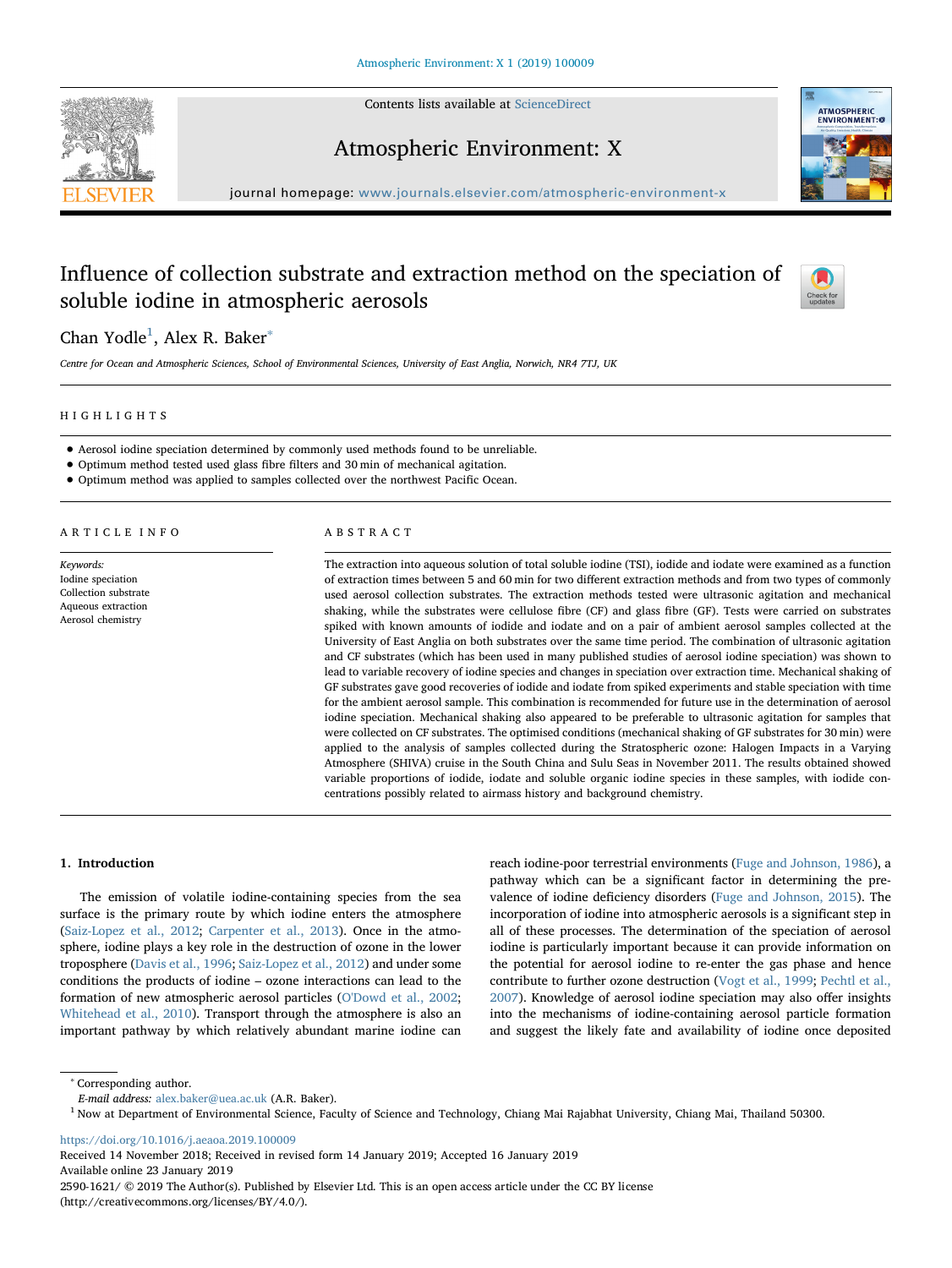# Influence of collection substrate and extraction method on the speciation of soluble iodine in atmospheric aerosols

Chan Yodle[1], Alex R. Baker*

*Centre for Ocean and Atmospheric Sciences, School of Environmental Sciences, University of East Anglia, Norwich, NR4 7TJ, UK*

## HIGHLIGHTS

- Aerosol iodine speciation determined by commonly used methods found to be unreliable.
- Optimum method tested used glass fibre filters and 30 min of mechanical agitation.
- Optimum method was applied to samples collected over the northwest Pacific Ocean.

## ARTICLE INFO

*Keywords:*
Iodine speciation
Collection substrate
Aqueous extraction
Aerosol chemistry

## ABSTRACT

The extraction into aqueous solution of total soluble iodine (TSI), iodide and iodate were examined as a function of extraction times between 5 and 60 min for two different extraction methods and from two types of commonly used aerosol collection substrates. The extraction methods tested were ultrasonic agitation and mechanical shaking, while the substrates were cellulose fibre (CF) and glass fibre (GF). Tests were carried on substrates spiked with known amounts of iodide and iodate and on a pair of ambient aerosol samples collected at the University of East Anglia on both substrates over the same time period. The combination of ultrasonic agitation and CF substrates (which has been used in many published studies of aerosol iodine speciation) was shown to lead to variable recovery of iodine species and changes in speciation over extraction time. Mechanical shaking of GF substrates gave good recoveries of iodide and iodate from spiked experiments and stable speciation with time for the ambient aerosol sample. This combination is recommended for future use in the determination of aerosol iodine speciation. Mechanical shaking also appeared to be preferable to ultrasonic agitation for samples that were collected on CF substrates. The optimised conditions (mechanical shaking of GF substrates for 30 min) were applied to the analysis of samples collected during the Stratospheric ozone: Halogen Impacts in a Varying Atmosphere (SHIVA) cruise in the South China and Sulu Seas in November 2011. The results obtained showed variable proportions of iodide, iodate and soluble organic iodine species in these samples, with iodide concentrations possibly related to airmass history and background chemistry.

## 1. Introduction

The emission of volatile iodine-containing species from the sea surface is the primary route by which iodine enters the atmosphere (Saiz-Lopez et al., 2012; Carpenter et al., 2013). Once in the atmosphere, iodine plays a key role in the destruction of ozone in the lower troposphere (Davis et al., 1996; Saiz-Lopez et al., 2012) and under some conditions the products of iodine – ozone interactions can lead to the formation of new atmospheric aerosol particles (O'Dowd et al., 2002; Whitehead et al., 2010). Transport through the atmosphere is also an important pathway by which relatively abundant marine iodine can reach iodine-poor terrestrial environments (Fuge and Johnson, 1986), a pathway which can be a significant factor in determining the prevalence of iodine deficiency disorders (Fuge and Johnson, 2015). The incorporation of iodine into atmospheric aerosols is a significant step in all of these processes. The determination of the speciation of aerosol iodine is particularly important because it can provide information on the potential for aerosol iodine to re-enter the gas phase and hence contribute to further ozone destruction (Vogt et al., 1999; Pechtl et al., 2007). Knowledge of aerosol iodine speciation may also offer insights into the mechanisms of iodine-containing aerosol particle formation and suggest the likely fate and availability of iodine once deposited

---

* Corresponding author.
*E-mail address:* alex.baker@uea.ac.uk (A.R. Baker).
[1] Now at Department of Environmental Science, Faculty of Science and Technology, Chiang Mai Rajabhat University, Chiang Mai, Thailand 50300.

https://doi.org/10.1016/j.aeaoa.2019.100009
Received 14 November 2018; Received in revised form 14 January 2019; Accepted 16 January 2019
Available online 23 January 2019
2590-1621/ © 2019 The Author(s). Published by Elsevier Ltd. This is an open access article under the CC BY license (http://creativecommons.org/licenses/BY/4.0/).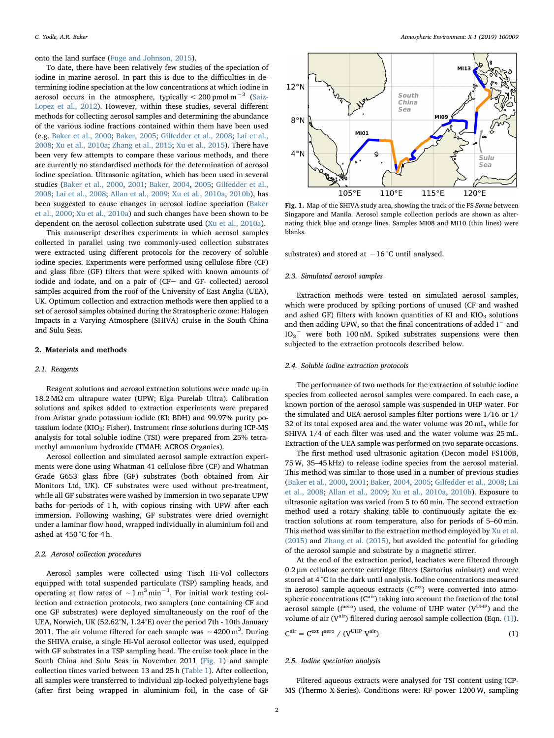onto the land surface (Fuge and Johnson, 2015).

To date, there have been relatively few studies of the speciation of iodine in marine aerosol. In part this is due to the difficulties in determining iodine speciation at the low concentrations at which iodine in aerosol occurs in the atmosphere, typically < 200 pmol m$^{-3}$ (Saiz-Lopez et al., 2012). However, within these studies, several different methods for collecting aerosol samples and determining the abundance of the various iodine fractions contained within them have been used (e.g. Baker et al., 2000; Baker, 2005; Gilfedder et al., 2008; Lai et al., 2008; Xu et al., 2010a; Zhang et al., 2015; Xu et al., 2015). There have been very few attempts to compare these various methods, and there are currently no standardised methods for the determination of aerosol iodine speciation. Ultrasonic agitation, which has been used in several studies (Baker et al., 2000, 2001; Baker, 2004, 2005; Gilfedder et al., 2008; Lai et al., 2008; Allan et al., 2009; Xu et al., 2010a, 2010b), has been suggested to cause changes in aerosol iodine speciation (Baker et al., 2000; Xu et al., 2010a) and such changes have been shown to be dependent on the aerosol collection substrate used (Xu et al., 2010a).

This manuscript describes experiments in which aerosol samples collected in parallel using two commonly-used collection substrates were extracted using different protocols for the recovery of soluble iodine species. Experiments were performed using cellulose fibre (CF) and glass fibre (GF) filters that were spiked with known amounts of iodide and iodate, and on a pair of (CF− and GF- collected) aerosol samples acquired from the roof of the University of East Anglia (UEA), UK. Optimum collection and extraction methods were then applied to a set of aerosol samples obtained during the Stratospheric ozone: Halogen Impacts in a Varying Atmosphere (SHIVA) cruise in the South China and Sulu Seas.

## 2. Materials and methods

### 2.1. Reagents

Reagent solutions and aerosol extraction solutions were made up in 18.2 MΩ cm ultrapure water (UPW; Elga Purelab Ultra). Calibration solutions and spikes added to extraction experiments were prepared from Aristar grade potassium iodide (KI: BDH) and 99.97% purity potassium iodate ($KIO_3$: Fisher). Instrument rinse solutions during ICP-MS analysis for total soluble iodine (TSI) were prepared from 25% tetramethyl ammonium hydroxide (TMAH: ACROS Organics).

Aerosol collection and simulated aerosol sample extraction experiments were done using Whatman 41 cellulose fibre (CF) and Whatman Grade G653 glass fibre (GF) substrates (both obtained from Air Monitors Ltd, UK). CF substrates were used without pre-treatment, while all GF substrates were washed by immersion in two separate UPW baths for periods of 1 h, with copious rinsing with UPW after each immersion. Following washing, GF substrates were dried overnight under a laminar flow hood, wrapped individually in aluminium foil and ashed at 450 °C for 4 h.

### 2.2. Aerosol collection procedures

Aerosol samples were collected using Tisch Hi-Vol collectors equipped with total suspended particulate (TSP) sampling heads, and operating at flow rates of ~1 m$^3$ min$^{-1}$. For initial work testing collection and extraction protocols, two samplers (one containing CF and one GF substrates) were deployed simultaneously on the roof of the UEA, Norwich, UK (52.62°N, 1.24°E) over the period 7th - 10th January 2011. The air volume filtered for each sample was ~4200 m$^3$. During the SHIVA cruise, a single Hi-Vol aerosol collector was used, equipped with GF substrates in a TSP sampling head. The cruise took place in the South China and Sulu Seas in November 2011 (Fig. 1) and sample collection times varied between 13 and 25 h (Table 1). After collection, all samples were transferred to individual zip-locked polyethylene bags (after first being wrapped in aluminium foil, in the case of GF substrates) and stored at −16 °C until analysed.

Fig. 1. Map of the SHIVA study area, showing the track of the FS *Sonne* between Singapore and Manila. Aerosol sample collection periods are shown as alternating thick blue and orange lines. Samples MI08 and MI10 (thin lines) were blanks.

### 2.3. Simulated aerosol samples

Extraction methods were tested on simulated aerosol samples, which were produced by spiking portions of unused (CF and washed and ashed GF) filters with known quantities of KI and $KIO_3$ solutions and then adding UPW, so that the final concentrations of added $I^-$ and $IO_3^-$ were both 100 nM. Spiked substrates suspensions were then subjected to the extraction protocols described below.

### 2.4. Soluble iodine extraction protocols

The performance of two methods for the extraction of soluble iodine species from collected aerosol samples were compared. In each case, a known portion of the aerosol sample was suspended in UHP water. For the simulated and UEA aerosol samples filter portions were 1/16 or 1/32 of its total exposed area and the water volume was 20 mL, while for SHIVA 1/4 of each filter was used and the water volume was 25 mL. Extraction of the UEA sample was performed on two separate occasions.

The first method used ultrasonic agitation (Decon model FS100B, 75 W, 35–45 kHz) to release iodine species from the aerosol material. This method was similar to those used in a number of previous studies (Baker et al., 2000, 2001; Baker, 2004, 2005; Gilfedder et al., 2008; Lai et al., 2008; Allan et al., 2009; Xu et al., 2010a, 2010b). Exposure to ultrasonic agitation was varied from 5 to 60 min. The second extraction method used a rotary shaking table to continuously agitate the extraction solutions at room temperature, also for periods of 5–60 min. This method was similar to the extraction method employed by Xu et al. (2015) and Zhang et al. (2015), but avoided the potential for grinding of the aerosol sample and substrate by a magnetic stirrer.

At the end of the extraction period, leachates were filtered through 0.2 μm cellulose acetate cartridge filters (Sartorius minisart) and were stored at 4 °C in the dark until analysis. Iodine concentrations measured in aerosol sample aqueous extracts ($C^{ext}$) were converted into atmospheric concentrations ($C^{air}$) taking into account the fraction of the total aerosol sample ($f^{aero}$) used, the volume of UHP water ($V^{UHP}$) and the volume of air ($V^{air}$) filtered during aerosol sample collection (Eqn. (1)).

$$C^{air} = C^{ext}\ f^{aero}\ /\ (V^{UHP}\ V^{air}) \tag{1}$$

### 2.5. Iodine speciation analysis

Filtered aqueous extracts were analysed for TSI content using ICP-MS (Thermo X-Series). Conditions were: RF power 1200 W, sampling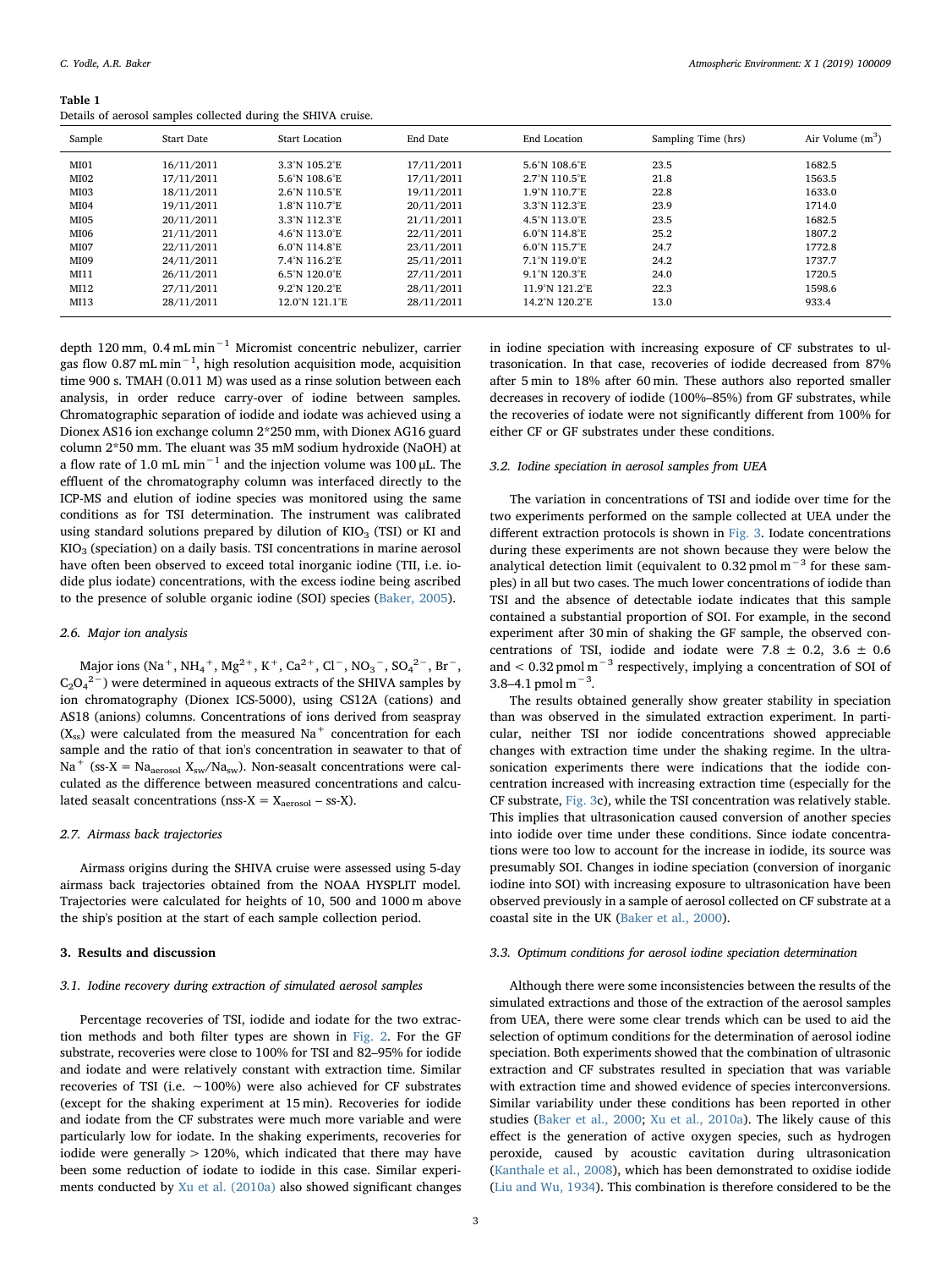**Table 1**
Details of aerosol samples collected during the SHIVA cruise.

| Sample | Start Date | Start Location | End Date | End Location | Sampling Time (hrs) | Air Volume ($m^3$) |
|---|---|---|---|---|---|---|
| MI01 | 16/11/2011 | 3.3°N 105.2°E | 17/11/2011 | 5.6°N 108.6°E | 23.5 | 1682.5 |
| MI02 | 17/11/2011 | 5.6°N 108.6°E | 17/11/2011 | 2.7°N 110.5°E | 21.8 | 1563.5 |
| MI03 | 18/11/2011 | 2.6°N 110.5°E | 19/11/2011 | 1.9°N 110.7°E | 22.8 | 1633.0 |
| MI04 | 19/11/2011 | 1.8°N 110.7°E | 20/11/2011 | 3.3°N 112.3°E | 23.9 | 1714.0 |
| MI05 | 20/11/2011 | 3.3°N 112.3°E | 21/11/2011 | 4.5°N 113.0°E | 23.5 | 1682.5 |
| MI06 | 21/11/2011 | 4.6°N 113.0°E | 22/11/2011 | 6.0°N 114.8°E | 25.2 | 1807.2 |
| MI07 | 22/11/2011 | 6.0°N 114.8°E | 23/11/2011 | 6.0°N 115.7°E | 24.7 | 1772.8 |
| MI09 | 24/11/2011 | 7.4°N 116.2°E | 25/11/2011 | 7.1°N 119.0°E | 24.2 | 1737.7 |
| MI11 | 26/11/2011 | 6.5°N 120.0°E | 27/11/2011 | 9.1°N 120.3°E | 24.0 | 1720.5 |
| MI12 | 27/11/2011 | 9.2°N 120.2°E | 28/11/2011 | 11.9°N 121.2°E | 22.3 | 1598.6 |
| MI13 | 28/11/2011 | 12.0°N 121.1°E | 28/11/2011 | 14.2°N 120.2°E | 13.0 | 933.4 |

depth 120 mm, 0.4 mL $min^{-1}$ Micromist concentric nebulizer, carrier gas flow 0.87 mL $min^{-1}$, high resolution acquisition mode, acquisition time 900 s. TMAH (0.011 M) was used as a rinse solution between each analysis, in order reduce carry-over of iodine between samples. Chromatographic separation of iodide and iodate was achieved using a Dionex AS16 ion exchange column 2*250 mm, with Dionex AG16 guard column 2*50 mm. The eluant was 35 mM sodium hydroxide (NaOH) at a flow rate of 1.0 mL $min^{-1}$ and the injection volume was 100 µL. The effluent of the chromatography column was interfaced directly to the ICP-MS and elution of iodine species was monitored using the same conditions as for TSI determination. The instrument was calibrated using standard solutions prepared by dilution of $KIO_3$ (TSI) or KI and $KIO_3$ (speciation) on a daily basis. TSI concentrations in marine aerosol have often been observed to exceed total inorganic iodine (TII, i.e. iodide plus iodate) concentrations, with the excess iodine being ascribed to the presence of soluble organic iodine (SOI) species (Baker, 2005).

### 2.6. Major ion analysis

Major ions ($Na^+$, $NH_4^+$, $Mg^{2+}$, $K^+$, $Ca^{2+}$, $Cl^-$, $NO_3^-$, $SO_4^{2-}$, $Br^-$, $C_2O_4^{2-}$) were determined in aqueous extracts of the SHIVA samples by ion chromatography (Dionex ICS-5000), using CS12A (cations) and AS18 (anions) columns. Concentrations of ions derived from seaspray ($X_{ss}$) were calculated from the measured $Na^+$ concentration for each sample and the ratio of that ion's concentration in seawater to that of $Na^+$ (ss-X = $Na_{aerosol}$ $X_{sw}/Na_{sw}$). Non-seasalt concentrations were calculated as the difference between measured concentrations and calculated seasalt concentrations (nss-X = $X_{aerosol}$ – ss-X).

### 2.7. Airmass back trajectories

Airmass origins during the SHIVA cruise were assessed using 5-day airmass back trajectories obtained from the NOAA HYSPLIT model. Trajectories were calculated for heights of 10, 500 and 1000 m above the ship's position at the start of each sample collection period.

## 3. Results and discussion

### 3.1. Iodine recovery during extraction of simulated aerosol samples

Percentage recoveries of TSI, iodide and iodate for the two extraction methods and both filter types are shown in Fig. 2. For the GF substrate, recoveries were close to 100% for TSI and 82–95% for iodide and iodate and were relatively constant with extraction time. Similar recoveries of TSI (i.e. ~100%) were also achieved for CF substrates (except for the shaking experiment at 15 min). Recoveries for iodide and iodate from the CF substrates were much more variable and were particularly low for iodate. In the shaking experiments, recoveries for iodide were generally > 120%, which indicated that there may have been some reduction of iodate to iodide in this case. Similar experiments conducted by Xu et al. (2010a) also showed significant changes in iodine speciation with increasing exposure of CF substrates to ultrasonication. In that case, recoveries of iodide decreased from 87% after 5 min to 18% after 60 min. These authors also reported smaller decreases in recovery of iodide (100%–85%) from GF substrates, while the recoveries of iodate were not significantly different from 100% for either CF or GF substrates under these conditions.

### 3.2. Iodine speciation in aerosol samples from UEA

The variation in concentrations of TSI and iodide over time for the two experiments performed on the sample collected at UEA under the different extraction protocols is shown in Fig. 3. Iodate concentrations during these experiments are not shown because they were below the analytical detection limit (equivalent to 0.32 pmol $m^{-3}$ for these samples) in all but two cases. The much lower concentrations of iodide than TSI and the absence of detectable iodate indicates that this sample contained a substantial proportion of SOI. For example, in the second experiment after 30 min of shaking the GF sample, the observed concentrations of TSI, iodide and iodate were 7.8 ± 0.2, 3.6 ± 0.6 and < 0.32 pmol $m^{-3}$ respectively, implying a concentration of SOI of 3.8–4.1 pmol $m^{-3}$.

The results obtained generally show greater stability in speciation than was observed in the simulated extraction experiment. In particular, neither TSI nor iodide concentrations showed appreciable changes with extraction time under the shaking regime. In the ultrasonication experiments there were indications that the iodide concentration increased with increasing extraction time (especially for the CF substrate, Fig. 3c), while the TSI concentration was relatively stable. This implies that ultrasonication caused conversion of another species into iodide over time under these conditions. Since iodate concentrations were too low to account for the increase in iodide, its source was presumably SOI. Changes in iodine speciation (conversion of inorganic iodine into SOI) with increasing exposure to ultrasonication have been observed previously in a sample of aerosol collected on CF substrate at a coastal site in the UK (Baker et al., 2000).

### 3.3. Optimum conditions for aerosol iodine speciation determination

Although there were some inconsistencies between the results of the simulated extractions and those of the extraction of the aerosol samples from UEA, there were some clear trends which can be used to aid the selection of optimum conditions for the determination of aerosol iodine speciation. Both experiments showed that the combination of ultrasonic extraction and CF substrates resulted in speciation that was variable with extraction time and showed evidence of species interconversions. Similar variability under these conditions has been reported in other studies (Baker et al., 2000; Xu et al., 2010a). The likely cause of this effect is the generation of active oxygen species, such as hydrogen peroxide, caused by acoustic cavitation during ultrasonication (Kanthale et al., 2008), which has been demonstrated to oxidise iodide (Liu and Wu, 1934). This combination is therefore considered to be the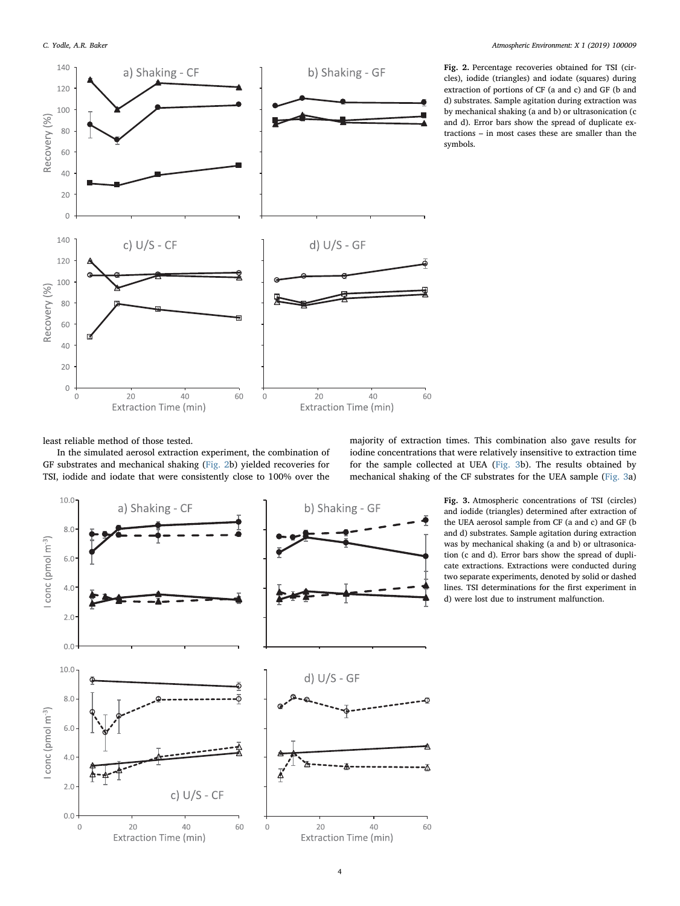**Fig. 2.** Percentage recoveries obtained for TSI (circles), iodide (triangles) and iodate (squares) during extraction of portions of CF (a and c) and GF (b and d) substrates. Sample agitation during extraction was by mechanical shaking (a and b) or ultrasonication (c and d). Error bars show the spread of duplicate extractions – in most cases these are smaller than the symbols.

least reliable method of those tested.

In the simulated aerosol extraction experiment, the combination of GF substrates and mechanical shaking (Fig. 2b) yielded recoveries for TSI, iodide and iodate that were consistently close to 100% over the majority of extraction times. This combination also gave results for iodine concentrations that were relatively insensitive to extraction time for the sample collected at UEA (Fig. 3b). The results obtained by mechanical shaking of the CF substrates for the UEA sample (Fig. 3a)

**Fig. 3.** Atmospheric concentrations of TSI (circles) and iodide (triangles) determined after extraction of the UEA aerosol sample from CF (a and c) and GF (b and d) substrates. Sample agitation during extraction was by mechanical shaking (a and b) or ultrasonication (c and d). Error bars show the spread of duplicate extractions. Extractions were conducted during two separate experiments, denoted by solid or dashed lines. TSI determinations for the first experiment in d) were lost due to instrument malfunction.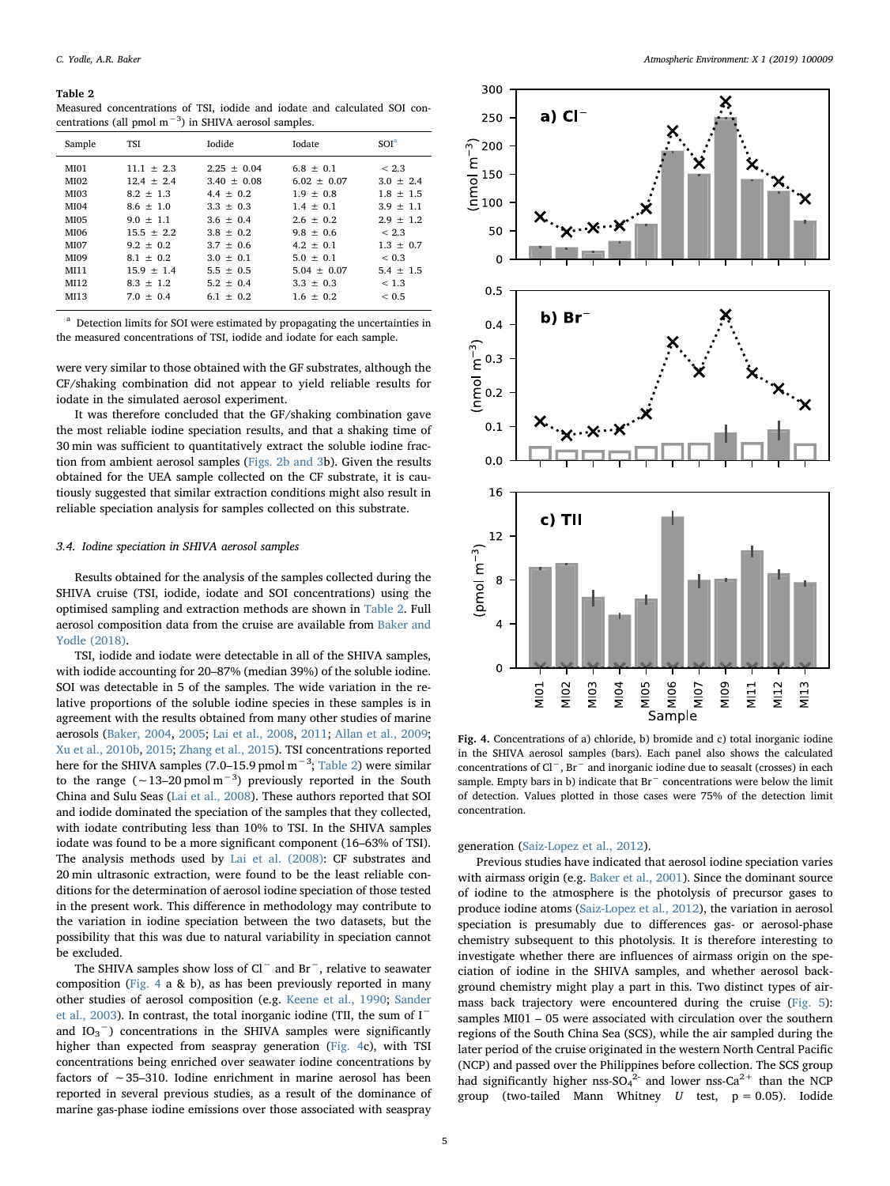**Table 2**
Measured concentrations of TSI, iodide and iodate and calculated SOI concentrations (all pmol $m^{-3}$) in SHIVA aerosol samples.

| Sample | TSI | Iodide | Iodate | SOI[a] |
|---|---|---|---|---|
| MI01 | 11.1 ± 2.3 | 2.25 ± 0.04 | 6.8 ± 0.1 | < 2.3 |
| MI02 | 12.4 ± 2.4 | 3.40 ± 0.08 | 6.02 ± 0.07 | 3.0 ± 2.4 |
| MI03 | 8.2 ± 1.3 | 4.4 ± 0.2 | 1.9 ± 0.8 | 1.8 ± 1.5 |
| MI04 | 8.6 ± 1.0 | 3.3 ± 0.3 | 1.4 ± 0.1 | 3.9 ± 1.1 |
| MI05 | 9.0 ± 1.1 | 3.6 ± 0.4 | 2.6 ± 0.2 | 2.9 ± 1.2 |
| MI06 | 15.5 ± 2.2 | 3.8 ± 0.2 | 9.8 ± 0.6 | < 2.3 |
| MI07 | 9.2 ± 0.2 | 3.7 ± 0.6 | 4.2 ± 0.1 | 1.3 ± 0.7 |
| MI09 | 8.1 ± 0.2 | 3.0 ± 0.1 | 5.0 ± 0.1 | < 0.3 |
| MI11 | 15.9 ± 1.4 | 5.5 ± 0.5 | 5.04 ± 0.07 | 5.4 ± 1.5 |
| MI12 | 8.3 ± 1.2 | 5.2 ± 0.4 | 3.3 ± 0.3 | < 1.3 |
| MI13 | 7.0 ± 0.4 | 6.1 ± 0.2 | 1.6 ± 0.2 | < 0.5 |

[a] Detection limits for SOI were estimated by propagating the uncertainties in the measured concentrations of TSI, iodide and iodate for each sample.

were very similar to those obtained with the GF substrates, although the CF/shaking combination did not appear to yield reliable results for iodate in the simulated aerosol experiment.

It was therefore concluded that the GF/shaking combination gave the most reliable iodine speciation results, and that a shaking time of 30 min was sufficient to quantitatively extract the soluble iodine fraction from ambient aerosol samples (Figs. 2b and 3b). Given the results obtained for the UEA sample collected on the CF substrate, it is cautiously suggested that similar extraction conditions might also result in reliable speciation analysis for samples collected on this substrate.

### 3.4. Iodine speciation in SHIVA aerosol samples

Results obtained for the analysis of the samples collected during the SHIVA cruise (TSI, iodide, iodate and SOI concentrations) using the optimised sampling and extraction methods are shown in Table 2. Full aerosol composition data from the cruise are available from Baker and Yodle (2018).

TSI, iodide and iodate were detectable in all of the SHIVA samples, with iodide accounting for 20–87% (median 39%) of the soluble iodine. SOI was detectable in 5 of the samples. The wide variation in the relative proportions of the soluble iodine species in these samples is in agreement with the results obtained from many other studies of marine aerosols (Baker, 2004, 2005; Lai et al., 2008, 2011; Allan et al., 2009; Xu et al., 2010b, 2015; Zhang et al., 2015). TSI concentrations reported here for the SHIVA samples (7.0–15.9 pmol $m^{-3}$; Table 2) were similar to the range (~13–20 pmol $m^{-3}$) previously reported in the South China and Sulu Seas (Lai et al., 2008). These authors reported that SOI and iodide dominated the speciation of the samples that they collected, with iodate contributing less than 10% to TSI. In the SHIVA samples iodate was found to be a more significant component (16–63% of TSI). The analysis methods used by Lai et al. (2008): CF substrates and 20 min ultrasonic extraction, were found to be the least reliable conditions for the determination of aerosol iodine speciation of those tested in the present work. This difference in methodology may contribute to the variation in iodine speciation between the two datasets, but the possibility that this was due to natural variability in speciation cannot be excluded.

The SHIVA samples show loss of $Cl^-$ and $Br^-$, relative to seawater composition (Fig. 4 a & b), as has been previously reported in many other studies of aerosol composition (e.g. Keene et al., 1990; Sander et al., 2003). In contrast, the total inorganic iodine (TII, the sum of $I^-$ and $IO_3^-$) concentrations in the SHIVA samples were significantly higher than expected from seaspray generation (Fig. 4c), with TSI concentrations being enriched over seawater iodine concentrations by factors of ~35–310. Iodine enrichment in marine aerosol has been reported in several previous studies, as a result of the dominance of marine gas-phase iodine emissions over those associated with seaspray generation (Saiz-Lopez et al., 2012).

**Fig. 4.** Concentrations of a) chloride, b) bromide and c) total inorganic iodine in the SHIVA aerosol samples (bars). Each panel also shows the calculated concentrations of $Cl^-$, $Br^-$ and inorganic iodine due to seasalt (crosses) in each sample. Empty bars in b) indicate that $Br^-$ concentrations were below the limit of detection. Values plotted in those cases were 75% of the detection limit concentration.

Previous studies have indicated that aerosol iodine speciation varies with airmass origin (e.g. Baker et al., 2001). Since the dominant source of iodine to the atmosphere is the photolysis of precursor gases to produce iodine atoms (Saiz-Lopez et al., 2012), the variation in aerosol speciation is presumably due to differences gas- or aerosol-phase chemistry subsequent to this photolysis. It is therefore interesting to investigate whether there are influences of airmass origin on the speciation of iodine in the SHIVA samples, and whether aerosol background chemistry might play a part in this. Two distinct types of airmass back trajectory were encountered during the cruise (Fig. 5): samples MI01 – 05 were associated with circulation over the southern regions of the South China Sea (SCS), while the air sampled during the later period of the cruise originated in the western North Central Pacific (NCP) and passed over the Philippines before collection. The SCS group had significantly higher nss-$SO_4^{2-}$ and lower nss-$Ca^{2+}$ than the NCP group (two-tailed Mann Whitney $U$ test, $p = 0.05$). Iodide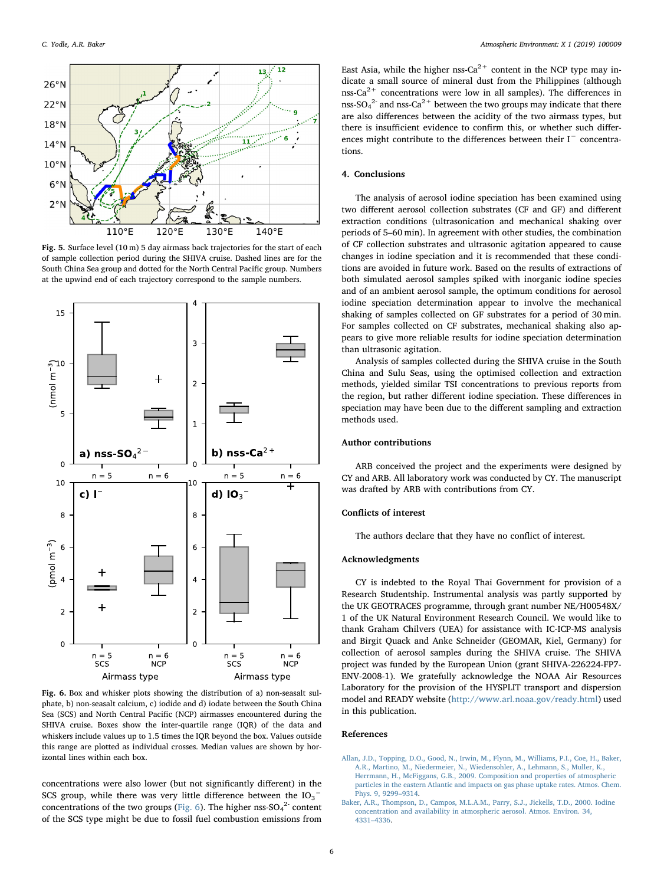Fig. 5. Surface level (10 m) 5 day airmass back trajectories for the start of each of sample collection period during the SHIVA cruise. Dashed lines are for the South China Sea group and dotted for the North Central Pacific group. Numbers at the upwind end of each trajectory correspond to the sample numbers.

Fig. 6. Box and whisker plots showing the distribution of a) non-seasalt sulphate, b) non-seasalt calcium, c) iodide and d) iodate between the South China Sea (SCS) and North Central Pacific (NCP) airmasses encountered during the SHIVA cruise. Boxes show the inter-quartile range (IQR) of the data and whiskers include values up to 1.5 times the IQR beyond the box. Values outside this range are plotted as individual crosses. Median values are shown by horizontal lines within each box.

concentrations were also lower (but not significantly different) in the SCS group, while there was very little difference between the $IO_3^-$ concentrations of the two groups (Fig. 6). The higher nss-$SO_4^{2-}$ content of the SCS type might be due to fossil fuel combustion emissions from East Asia, while the higher nss-$Ca^{2+}$ content in the NCP type may indicate a small source of mineral dust from the Philippines (although nss-$Ca^{2+}$ concentrations were low in all samples). The differences in nss-$SO_4^{2-}$ and nss-$Ca^{2+}$ between the two groups may indicate that there are also differences between the acidity of the two airmass types, but there is insufficient evidence to confirm this, or whether such differences might contribute to the differences between their $I^-$ concentrations.

## 4. Conclusions

The analysis of aerosol iodine speciation has been examined using two different aerosol collection substrates (CF and GF) and different extraction conditions (ultrasonication and mechanical shaking over periods of 5–60 min). In agreement with other studies, the combination of CF collection substrates and ultrasonic agitation appeared to cause changes in iodine speciation and it is recommended that these conditions are avoided in future work. Based on the results of extractions of both simulated aerosol samples spiked with inorganic iodine species and of an ambient aerosol sample, the optimum conditions for aerosol iodine speciation determination appear to involve the mechanical shaking of samples collected on GF substrates for a period of 30 min. For samples collected on CF substrates, mechanical shaking also appears to give more reliable results for iodine speciation determination than ultrasonic agitation.

Analysis of samples collected during the SHIVA cruise in the South China and Sulu Seas, using the optimised collection and extraction methods, yielded similar TSI concentrations to previous reports from the region, but rather different iodine speciation. These differences in speciation may have been due to the different sampling and extraction methods used.

## Author contributions

ARB conceived the project and the experiments were designed by CY and ARB. All laboratory work was conducted by CY. The manuscript was drafted by ARB with contributions from CY.

## Conflicts of interest

The authors declare that they have no conflict of interest.

## Acknowledgments

CY is indebted to the Royal Thai Government for provision of a Research Studentship. Instrumental analysis was partly supported by the UK GEOTRACES programme, through grant number NE/H00548X/1 of the UK Natural Environment Research Council. We would like to thank Graham Chilvers (UEA) for assistance with IC-ICP-MS analysis and Birgit Quack and Anke Schneider (GEOMAR, Kiel, Germany) for collection of aerosol samples during the SHIVA cruise. The SHIVA project was funded by the European Union (grant SHIVA-226224-FP7-ENV-2008-1). We gratefully acknowledge the NOAA Air Resources Laboratory for the provision of the HYSPLIT transport and dispersion model and READY website (http://www.arl.noaa.gov/ready.html) used in this publication.

## References

Allan, J.D., Topping, D.O., Good, N., Irwin, M., Flynn, M., Williams, P.I., Coe, H., Baker, A.R., Martino, M., Niedermeier, N., Wiedensohler, A., Lehmann, S., Muller, K., Herrmann, H., McFiggans, G.B., 2009. Composition and properties of atmospheric particles in the eastern Atlantic and impacts on gas phase uptake rates. Atmos. Chem. Phys. 9, 9299–9314.

Baker, A.R., Thompson, D., Campos, M.L.A.M., Parry, S.J., Jickells, T.D., 2000. Iodine concentration and availability in atmospheric aerosol. Atmos. Environ. 34, 4331–4336.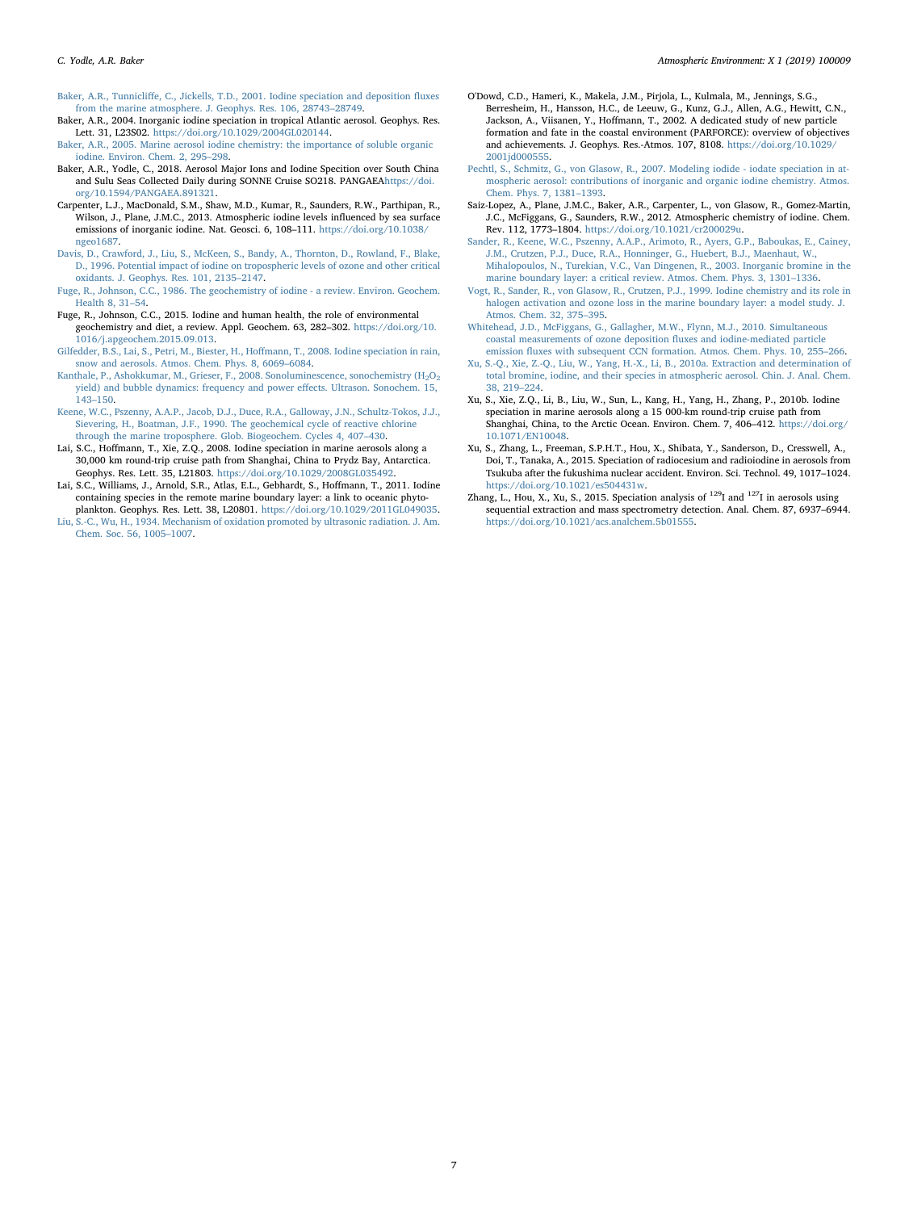Baker, A.R., Tunnicliffe, C., Jickells, T.D., 2001. Iodine speciation and deposition fluxes from the marine atmosphere. J. Geophys. Res. 106, 28743–28749.

Baker, A.R., 2004. Inorganic iodine speciation in tropical Atlantic aerosol. Geophys. Res. Lett. 31, L23S02. https://doi.org/10.1029/2004GL020144.

Baker, A.R., 2005. Marine aerosol iodine chemistry: the importance of soluble organic iodine. Environ. Chem. 2, 295–298.

Baker, A.R., Yodle, C., 2018. Aerosol Major Ions and Iodine Specition over South China and Sulu Seas Collected Daily during SONNE Cruise SO218. PANGAEAhttps://doi.org/10.1594/PANGAEA.891321.

Carpenter, L.J., MacDonald, S.M., Shaw, M.D., Kumar, R., Saunders, R.W., Parthipan, R., Wilson, J., Plane, J.M.C., 2013. Atmospheric iodine levels influenced by sea surface emissions of inorganic iodine. Nat. Geosci. 6, 108–111. https://doi.org/10.1038/ngeo1687.

Davis, D., Crawford, J., Liu, S., McKeen, S., Bandy, A., Thornton, D., Rowland, F., Blake, D., 1996. Potential impact of iodine on tropospheric levels of ozone and other critical oxidants. J. Geophys. Res. 101, 2135–2147.

Fuge, R., Johnson, C.C., 1986. The geochemistry of iodine - a review. Environ. Geochem. Health 8, 31–54.

Fuge, R., Johnson, C.C., 2015. Iodine and human health, the role of environmental geochemistry and diet, a review. Appl. Geochem. 63, 282–302. https://doi.org/10.1016/j.apgeochem.2015.09.013.

Gilfedder, B.S., Lai, S., Petri, M., Biester, H., Hoffmann, T., 2008. Iodine speciation in rain, snow and aerosols. Atmos. Chem. Phys. 8, 6069–6084.

Kanthale, P., Ashokkumar, M., Grieser, F., 2008. Sonoluminescence, sonochemistry ($H_2O_2$ yield) and bubble dynamics: frequency and power effects. Ultrason. Sonochem. 15, 143–150.

Keene, W.C., Pszenny, A.A.P., Jacob, D.J., Duce, R.A., Galloway, J.N., Schultz-Tokos, J.J., Sievering, H., Boatman, J.F., 1990. The geochemical cycle of reactive chlorine through the marine troposphere. Glob. Biogeochem. Cycles 4, 407–430.

Lai, S.C., Hoffmann, T., Xie, Z.Q., 2008. Iodine speciation in marine aerosols along a 30,000 km round-trip cruise path from Shanghai, China to Prydz Bay, Antarctica. Geophys. Res. Lett. 35, L21803. https://doi.org/10.1029/2008GL035492.

Lai, S.C., Williams, J., Arnold, S.R., Atlas, E.L., Gebhardt, S., Hoffmann, T., 2011. Iodine containing species in the remote marine boundary layer: a link to oceanic phytoplankton. Geophys. Res. Lett. 38, L20801. https://doi.org/10.1029/2011GL049035.

Liu, S.-C., Wu, H., 1934. Mechanism of oxidation promoted by ultrasonic radiation. J. Am. Chem. Soc. 56, 1005–1007.

O'Dowd, C.D., Hameri, K., Makela, J.M., Pirjola, L., Kulmala, M., Jennings, S.G., Berresheim, H., Hansson, H.C., de Leeuw, G., Kunz, G.J., Allen, A.G., Hewitt, C.N., Jackson, A., Viisanen, Y., Hoffmann, T., 2002. A dedicated study of new particle formation and fate in the coastal environment (PARFORCE): overview of objectives and achievements. J. Geophys. Res.-Atmos. 107, 8108. https://doi.org/10.1029/2001jd000555.

Pechtl, S., Schmitz, G., von Glasow, R., 2007. Modeling iodide - iodate speciation in atmospheric aerosol: contributions of inorganic and organic iodine chemistry. Atmos. Chem. Phys. 7, 1381–1393.

Saiz-Lopez, A., Plane, J.M.C., Baker, A.R., Carpenter, L., von Glasow, R., Gomez-Martin, J.C., McFiggans, G., Saunders, R.W., 2012. Atmospheric chemistry of iodine. Chem. Rev. 112, 1773–1804. https://doi.org/10.1021/cr200029u.

Sander, R., Keene, W.C., Pszenny, A.A.P., Arimoto, R., Ayers, G.P., Baboukas, E., Cainey, J.M., Crutzen, P.J., Duce, R.A., Honninger, G., Huebert, B.J., Maenhaut, W., Mihalopoulos, N., Turekian, V.C., Van Dingenen, R., 2003. Inorganic bromine in the marine boundary layer: a critical review. Atmos. Chem. Phys. 3, 1301–1336.

Vogt, R., Sander, R., von Glasow, R., Crutzen, P.J., 1999. Iodine chemistry and its role in halogen activation and ozone loss in the marine boundary layer: a model study. J. Atmos. Chem. 32, 375–395.

Whitehead, J.D., McFiggans, G., Gallagher, M.W., Flynn, M.J., 2010. Simultaneous coastal measurements of ozone deposition fluxes and iodine-mediated particle emission fluxes with subsequent CCN formation. Atmos. Chem. Phys. 10, 255–266.

Xu, S.-Q., Xie, Z.-Q., Liu, W., Yang, H.-X., Li, B., 2010a. Extraction and determination of total bromine, iodine, and their species in atmospheric aerosol. Chin. J. Anal. Chem. 38, 219–224.

Xu, S., Xie, Z.Q., Li, B., Liu, W., Sun, L., Kang, H., Yang, H., Zhang, P., 2010b. Iodine speciation in marine aerosols along a 15 000-km round-trip cruise path from Shanghai, China, to the Arctic Ocean. Environ. Chem. 7, 406–412. https://doi.org/10.1071/EN10048.

Xu, S., Zhang, L., Freeman, S.P.H.T., Hou, X., Shibata, Y., Sanderson, D., Cresswell, A., Doi, T., Tanaka, A., 2015. Speciation of radiocesium and radioiodine in aerosols from Tsukuba after the fukushima nuclear accident. Environ. Sci. Technol. 49, 1017–1024. https://doi.org/10.1021/es504431w.

Zhang, L., Hou, X., Xu, S., 2015. Speciation analysis of $^{129}I$ and $^{127}I$ in aerosols using sequential extraction and mass spectrometry detection. Anal. Chem. 87, 6937–6944. https://doi.org/10.1021/acs.analchem.5b01555.